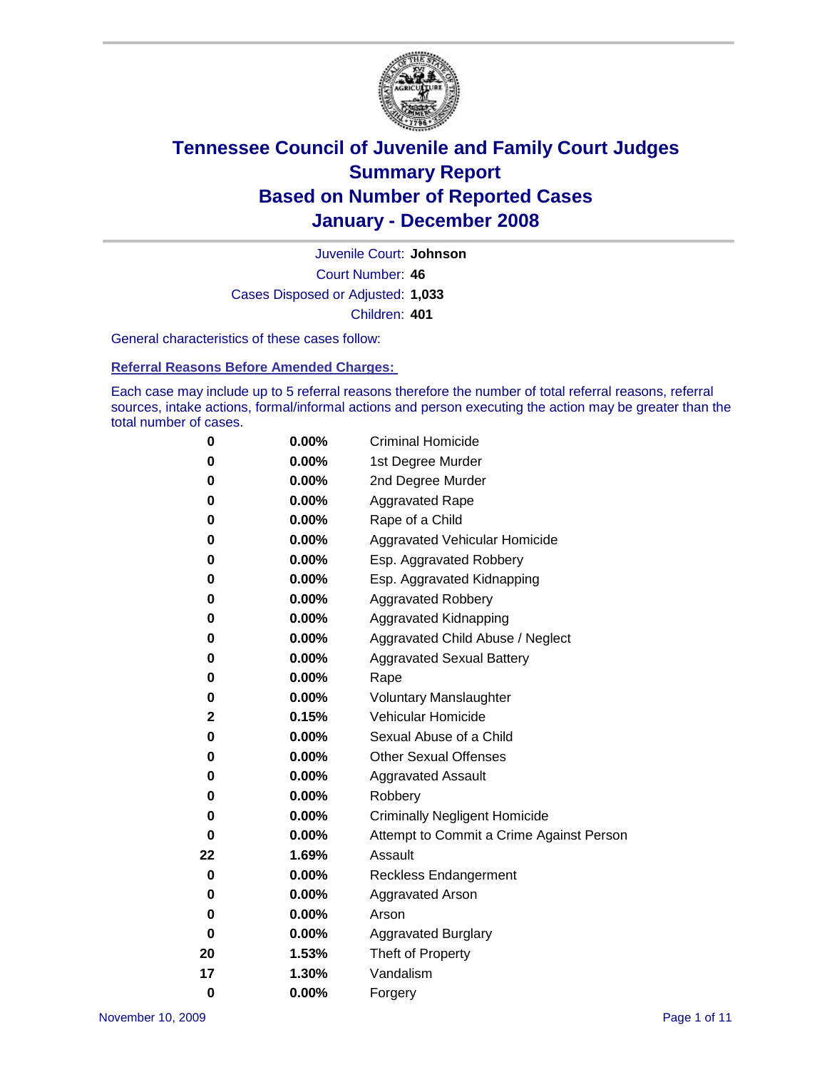# Tennessee Council of Juvenile and Family Court Judges
## Summary Report
## Based on Number of Reported Cases
## January - December 2008

Juvenile Court: **Johnson**
Court Number: **46**
Cases Disposed or Adjusted: **1,033**
Children: **401**

General characteristics of these cases follow:

### Referral Reasons Before Amended Charges:

Each case may include up to 5 referral reasons therefore the number of total referral reasons, referral sources, intake actions, formal/informal actions and person executing the action may be greater than the total number of cases.

| Count | Percent | Referral Reason |
|---|---|---|
| 0 | 0.00% | Criminal Homicide |
| 0 | 0.00% | 1st Degree Murder |
| 0 | 0.00% | 2nd Degree Murder |
| 0 | 0.00% | Aggravated Rape |
| 0 | 0.00% | Rape of a Child |
| 0 | 0.00% | Aggravated Vehicular Homicide |
| 0 | 0.00% | Esp. Aggravated Robbery |
| 0 | 0.00% | Esp. Aggravated Kidnapping |
| 0 | 0.00% | Aggravated Robbery |
| 0 | 0.00% | Aggravated Kidnapping |
| 0 | 0.00% | Aggravated Child Abuse / Neglect |
| 0 | 0.00% | Aggravated Sexual Battery |
| 0 | 0.00% | Rape |
| 0 | 0.00% | Voluntary Manslaughter |
| 2 | 0.15% | Vehicular Homicide |
| 0 | 0.00% | Sexual Abuse of a Child |
| 0 | 0.00% | Other Sexual Offenses |
| 0 | 0.00% | Aggravated Assault |
| 0 | 0.00% | Robbery |
| 0 | 0.00% | Criminally Negligent Homicide |
| 0 | 0.00% | Attempt to Commit a Crime Against Person |
| 22 | 1.69% | Assault |
| 0 | 0.00% | Reckless Endangerment |
| 0 | 0.00% | Aggravated Arson |
| 0 | 0.00% | Arson |
| 0 | 0.00% | Aggravated Burglary |
| 20 | 1.53% | Theft of Property |
| 17 | 1.30% | Vandalism |
| 0 | 0.00% | Forgery |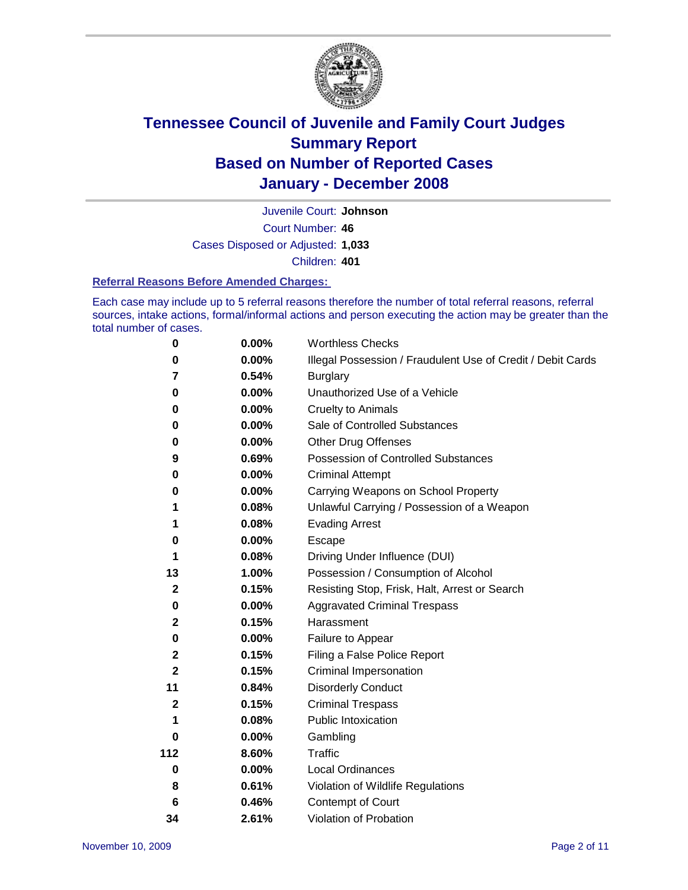# Tennessee Council of Juvenile and Family Court Judges
## Summary Report
## Based on Number of Reported Cases
## January - December 2008

Juvenile Court: **Johnson**

Court Number: **46**

Cases Disposed or Adjusted: **1,033**

Children: **401**

### Referral Reasons Before Amended Charges:

Each case may include up to 5 referral reasons therefore the number of total referral reasons, referral sources, intake actions, formal/informal actions and person executing the action may be greater than the total number of cases.

| | | |
|---|---|---|
| 0 | 0.00% | Worthless Checks |
| 0 | 0.00% | Illegal Possession / Fraudulent Use of Credit / Debit Cards |
| 7 | 0.54% | Burglary |
| 0 | 0.00% | Unauthorized Use of a Vehicle |
| 0 | 0.00% | Cruelty to Animals |
| 0 | 0.00% | Sale of Controlled Substances |
| 0 | 0.00% | Other Drug Offenses |
| 9 | 0.69% | Possession of Controlled Substances |
| 0 | 0.00% | Criminal Attempt |
| 0 | 0.00% | Carrying Weapons on School Property |
| 1 | 0.08% | Unlawful Carrying / Possession of a Weapon |
| 1 | 0.08% | Evading Arrest |
| 0 | 0.00% | Escape |
| 1 | 0.08% | Driving Under Influence (DUI) |
| 13 | 1.00% | Possession / Consumption of Alcohol |
| 2 | 0.15% | Resisting Stop, Frisk, Halt, Arrest or Search |
| 0 | 0.00% | Aggravated Criminal Trespass |
| 2 | 0.15% | Harassment |
| 0 | 0.00% | Failure to Appear |
| 2 | 0.15% | Filing a False Police Report |
| 2 | 0.15% | Criminal Impersonation |
| 11 | 0.84% | Disorderly Conduct |
| 2 | 0.15% | Criminal Trespass |
| 1 | 0.08% | Public Intoxication |
| 0 | 0.00% | Gambling |
| 112 | 8.60% | Traffic |
| 0 | 0.00% | Local Ordinances |
| 8 | 0.61% | Violation of Wildlife Regulations |
| 6 | 0.46% | Contempt of Court |
| 34 | 2.61% | Violation of Probation |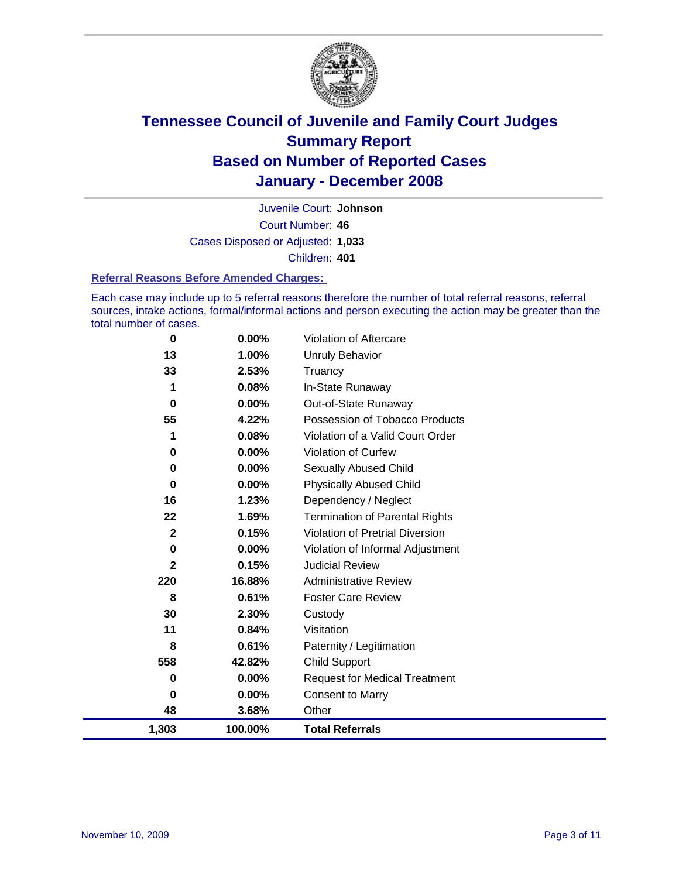# Tennessee Council of Juvenile and Family Court Judges
# Summary Report
# Based on Number of Reported Cases
# January - December 2008

Juvenile Court: **Johnson**

Court Number: **46**

Cases Disposed or Adjusted: **1,033**

Children: **401**

### Referral Reasons Before Amended Charges:

Each case may include up to 5 referral reasons therefore the number of total referral reasons, referral sources, intake actions, formal/informal actions and person executing the action may be greater than the total number of cases.

| Count | Percent | Referral Reason |
|---|---|---|
| 0 | 0.00% | Violation of Aftercare |
| 13 | 1.00% | Unruly Behavior |
| 33 | 2.53% | Truancy |
| 1 | 0.08% | In-State Runaway |
| 0 | 0.00% | Out-of-State Runaway |
| 55 | 4.22% | Possession of Tobacco Products |
| 1 | 0.08% | Violation of a Valid Court Order |
| 0 | 0.00% | Violation of Curfew |
| 0 | 0.00% | Sexually Abused Child |
| 0 | 0.00% | Physically Abused Child |
| 16 | 1.23% | Dependency / Neglect |
| 22 | 1.69% | Termination of Parental Rights |
| 2 | 0.15% | Violation of Pretrial Diversion |
| 0 | 0.00% | Violation of Informal Adjustment |
| 2 | 0.15% | Judicial Review |
| 220 | 16.88% | Administrative Review |
| 8 | 0.61% | Foster Care Review |
| 30 | 2.30% | Custody |
| 11 | 0.84% | Visitation |
| 8 | 0.61% | Paternity / Legitimation |
| 558 | 42.82% | Child Support |
| 0 | 0.00% | Request for Medical Treatment |
| 0 | 0.00% | Consent to Marry |
| 48 | 3.68% | Other |
| **1,303** | **100.00%** | **Total Referrals** |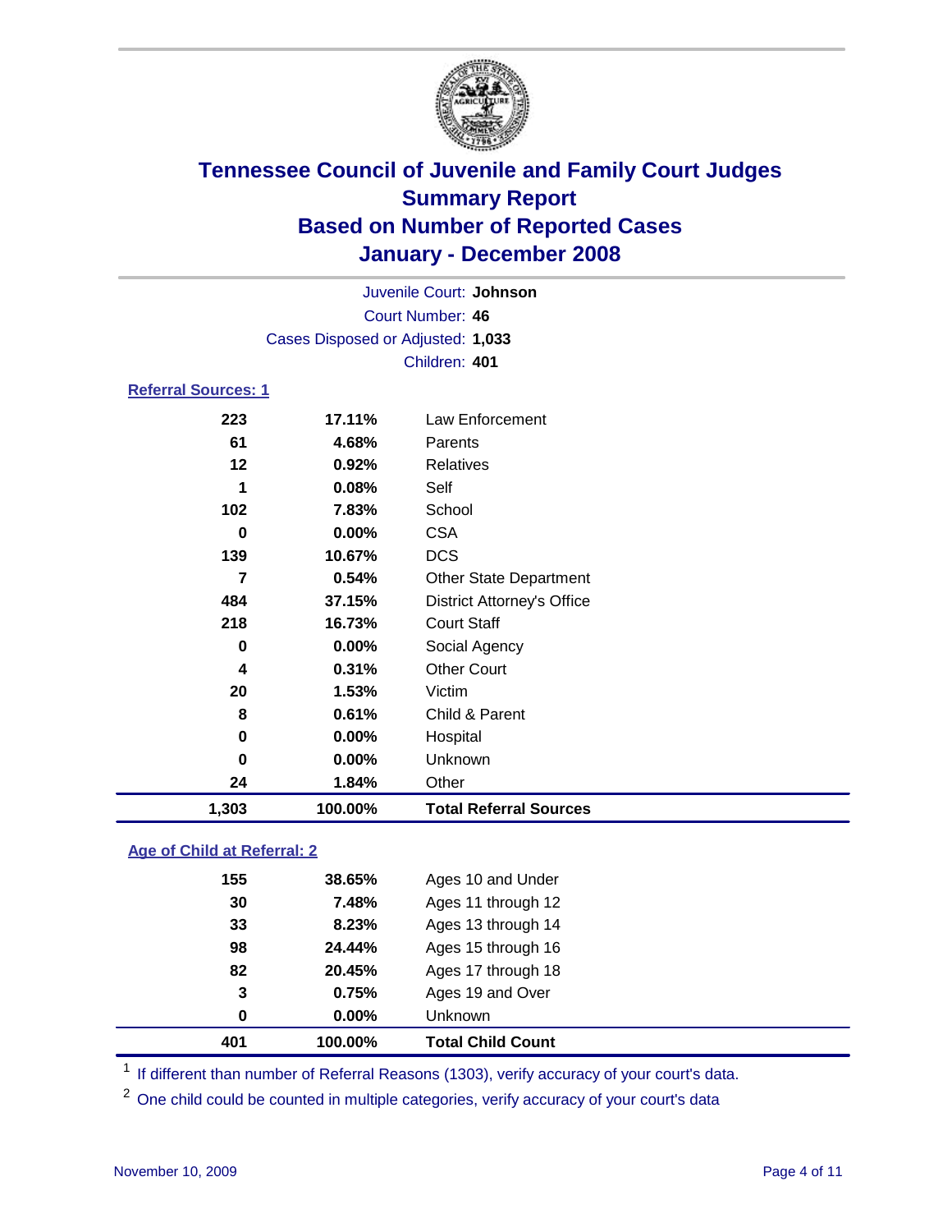# Tennessee Council of Juvenile and Family Court Judges
## Summary Report
## Based on Number of Reported Cases
## January - December 2008

Juvenile Court: **Johnson**
Court Number: **46**
Cases Disposed or Adjusted: **1,033**
Children: **401**

### Referral Sources: 1

| | | |
|---|---|---|
| 223 | 17.11% | Law Enforcement |
| 61 | 4.68% | Parents |
| 12 | 0.92% | Relatives |
| 1 | 0.08% | Self |
| 102 | 7.83% | School |
| 0 | 0.00% | CSA |
| 139 | 10.67% | DCS |
| 7 | 0.54% | Other State Department |
| 484 | 37.15% | District Attorney's Office |
| 218 | 16.73% | Court Staff |
| 0 | 0.00% | Social Agency |
| 4 | 0.31% | Other Court |
| 20 | 1.53% | Victim |
| 8 | 0.61% | Child & Parent |
| 0 | 0.00% | Hospital |
| 0 | 0.00% | Unknown |
| 24 | 1.84% | Other |
| **1,303** | **100.00%** | **Total Referral Sources** |

### Age of Child at Referral: 2

| | | |
|---|---|---|
| 155 | 38.65% | Ages 10 and Under |
| 30 | 7.48% | Ages 11 through 12 |
| 33 | 8.23% | Ages 13 through 14 |
| 98 | 24.44% | Ages 15 through 16 |
| 82 | 20.45% | Ages 17 through 18 |
| 3 | 0.75% | Ages 19 and Over |
| 0 | 0.00% | Unknown |
| **401** | **100.00%** | **Total Child Count** |

[1] If different than number of Referral Reasons (1303), verify accuracy of your court's data.

[2] One child could be counted in multiple categories, verify accuracy of your court's data

November 10, 2009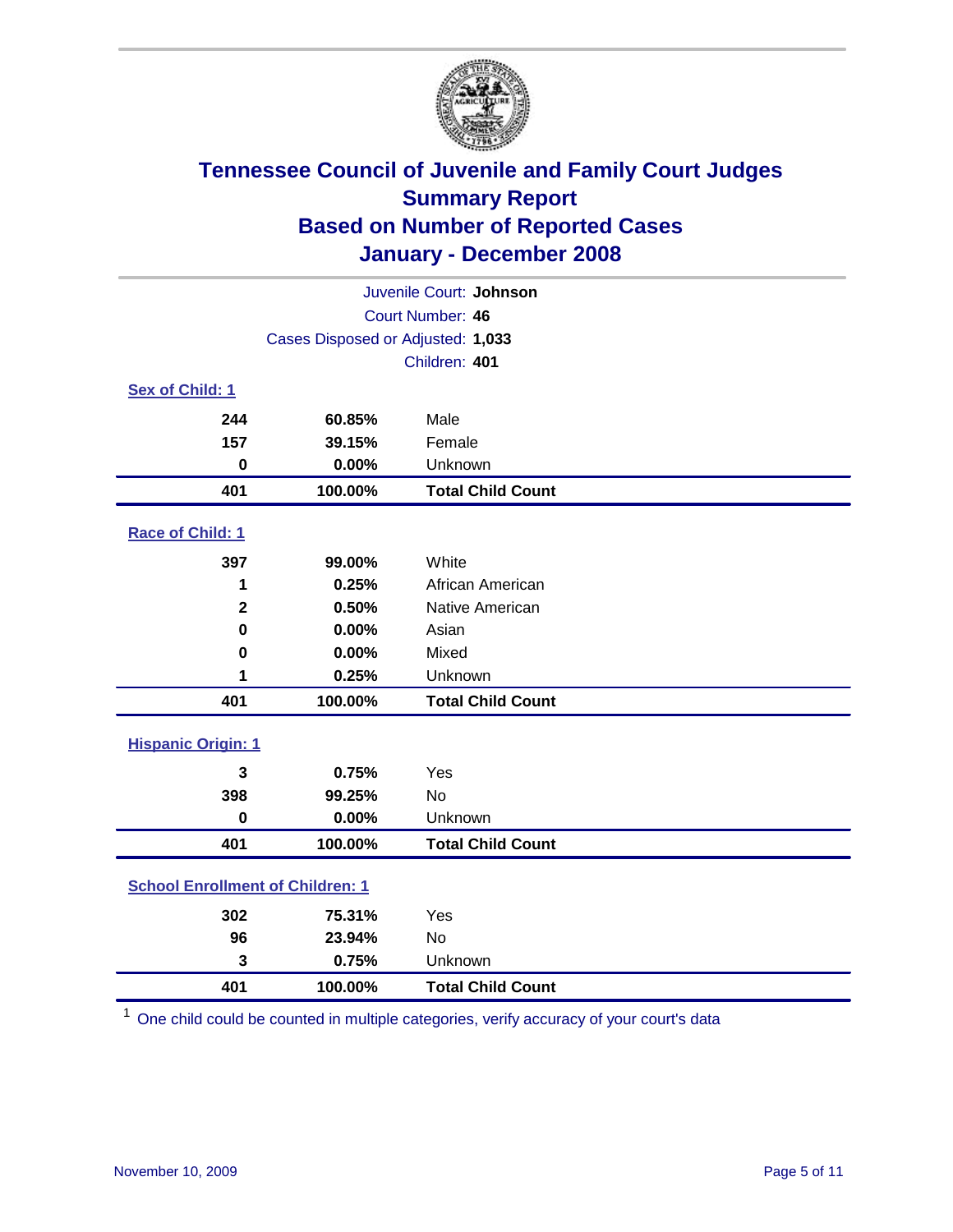# Tennessee Council of Juvenile and Family Court Judges
## Summary Report
## Based on Number of Reported Cases
## January - December 2008

Juvenile Court: **Johnson**
Court Number: **46**
Cases Disposed or Adjusted: **1,033**
Children: **401**

### Sex of Child: 1

| Count | Percent | Category |
|---|---|---|
| 244 | 60.85% | Male |
| 157 | 39.15% | Female |
| 0 | 0.00% | Unknown |
| **401** | **100.00%** | **Total Child Count** |

### Race of Child: 1

| Count | Percent | Category |
|---|---|---|
| 397 | 99.00% | White |
| 1 | 0.25% | African American |
| 2 | 0.50% | Native American |
| 0 | 0.00% | Asian |
| 0 | 0.00% | Mixed |
| 1 | 0.25% | Unknown |
| **401** | **100.00%** | **Total Child Count** |

### Hispanic Origin: 1

| Count | Percent | Category |
|---|---|---|
| 3 | 0.75% | Yes |
| 398 | 99.25% | No |
| 0 | 0.00% | Unknown |
| **401** | **100.00%** | **Total Child Count** |

### School Enrollment of Children: 1

| Count | Percent | Category |
|---|---|---|
| 302 | 75.31% | Yes |
| 96 | 23.94% | No |
| 3 | 0.75% | Unknown |
| **401** | **100.00%** | **Total Child Count** |

[1] One child could be counted in multiple categories, verify accuracy of your court's data

November 10, 2009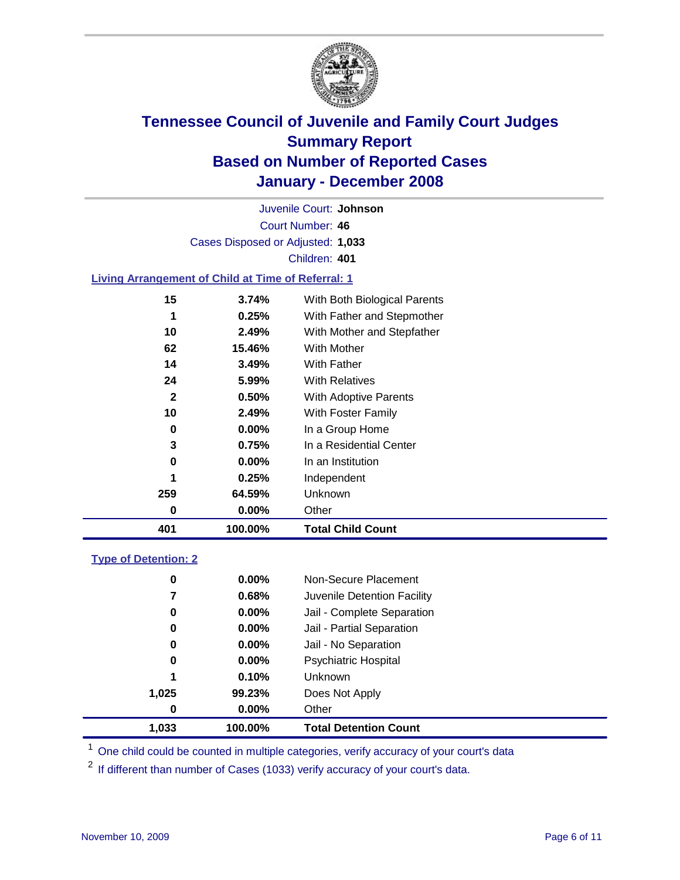# Tennessee Council of Juvenile and Family Court Judges
# Summary Report
# Based on Number of Reported Cases
# January - December 2008

Juvenile Court: **Johnson**

Court Number: **46**

Cases Disposed or Adjusted: **1,033**

Children: **401**

### Living Arrangement of Child at Time of Referral: 1

| Count | Percent | Category |
|---|---|---|
| 15 | 3.74% | With Both Biological Parents |
| 1 | 0.25% | With Father and Stepmother |
| 10 | 2.49% | With Mother and Stepfather |
| 62 | 15.46% | With Mother |
| 14 | 3.49% | With Father |
| 24 | 5.99% | With Relatives |
| 2 | 0.50% | With Adoptive Parents |
| 10 | 2.49% | With Foster Family |
| 0 | 0.00% | In a Group Home |
| 3 | 0.75% | In a Residential Center |
| 0 | 0.00% | In an Institution |
| 1 | 0.25% | Independent |
| 259 | 64.59% | Unknown |
| 0 | 0.00% | Other |
| **401** | **100.00%** | **Total Child Count** |

### Type of Detention: 2

| Count | Percent | Category |
|---|---|---|
| 0 | 0.00% | Non-Secure Placement |
| 7 | 0.68% | Juvenile Detention Facility |
| 0 | 0.00% | Jail - Complete Separation |
| 0 | 0.00% | Jail - Partial Separation |
| 0 | 0.00% | Jail - No Separation |
| 0 | 0.00% | Psychiatric Hospital |
| 1 | 0.10% | Unknown |
| 1,025 | 99.23% | Does Not Apply |
| 0 | 0.00% | Other |
| **1,033** | **100.00%** | **Total Detention Count** |

[1] One child could be counted in multiple categories, verify accuracy of your court's data

[2] If different than number of Cases (1033) verify accuracy of your court's data.

November 10, 2009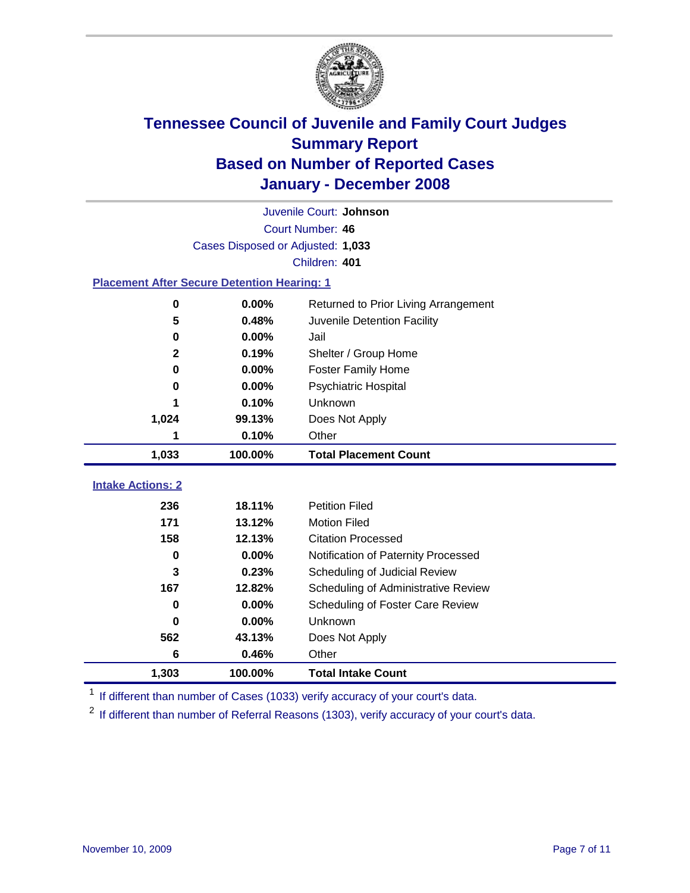# Tennessee Council of Juvenile and Family Court Judges
## Summary Report
## Based on Number of Reported Cases
## January - December 2008

Juvenile Court: **Johnson**

Court Number: **46**

Cases Disposed or Adjusted: **1,033**

Children: **401**

### Placement After Secure Detention Hearing: 1

| | | |
|---|---|---|
| 0 | 0.00% | Returned to Prior Living Arrangement |
| 5 | 0.48% | Juvenile Detention Facility |
| 0 | 0.00% | Jail |
| 2 | 0.19% | Shelter / Group Home |
| 0 | 0.00% | Foster Family Home |
| 0 | 0.00% | Psychiatric Hospital |
| 1 | 0.10% | Unknown |
| 1,024 | 99.13% | Does Not Apply |
| 1 | 0.10% | Other |
| **1,033** | **100.00%** | **Total Placement Count** |

### Intake Actions: 2

| | | |
|---|---|---|
| 236 | 18.11% | Petition Filed |
| 171 | 13.12% | Motion Filed |
| 158 | 12.13% | Citation Processed |
| 0 | 0.00% | Notification of Paternity Processed |
| 3 | 0.23% | Scheduling of Judicial Review |
| 167 | 12.82% | Scheduling of Administrative Review |
| 0 | 0.00% | Scheduling of Foster Care Review |
| 0 | 0.00% | Unknown |
| 562 | 43.13% | Does Not Apply |
| 6 | 0.46% | Other |
| **1,303** | **100.00%** | **Total Intake Count** |

[1] If different than number of Cases (1033) verify accuracy of your court's data.

[2] If different than number of Referral Reasons (1303), verify accuracy of your court's data.

November 10, 2009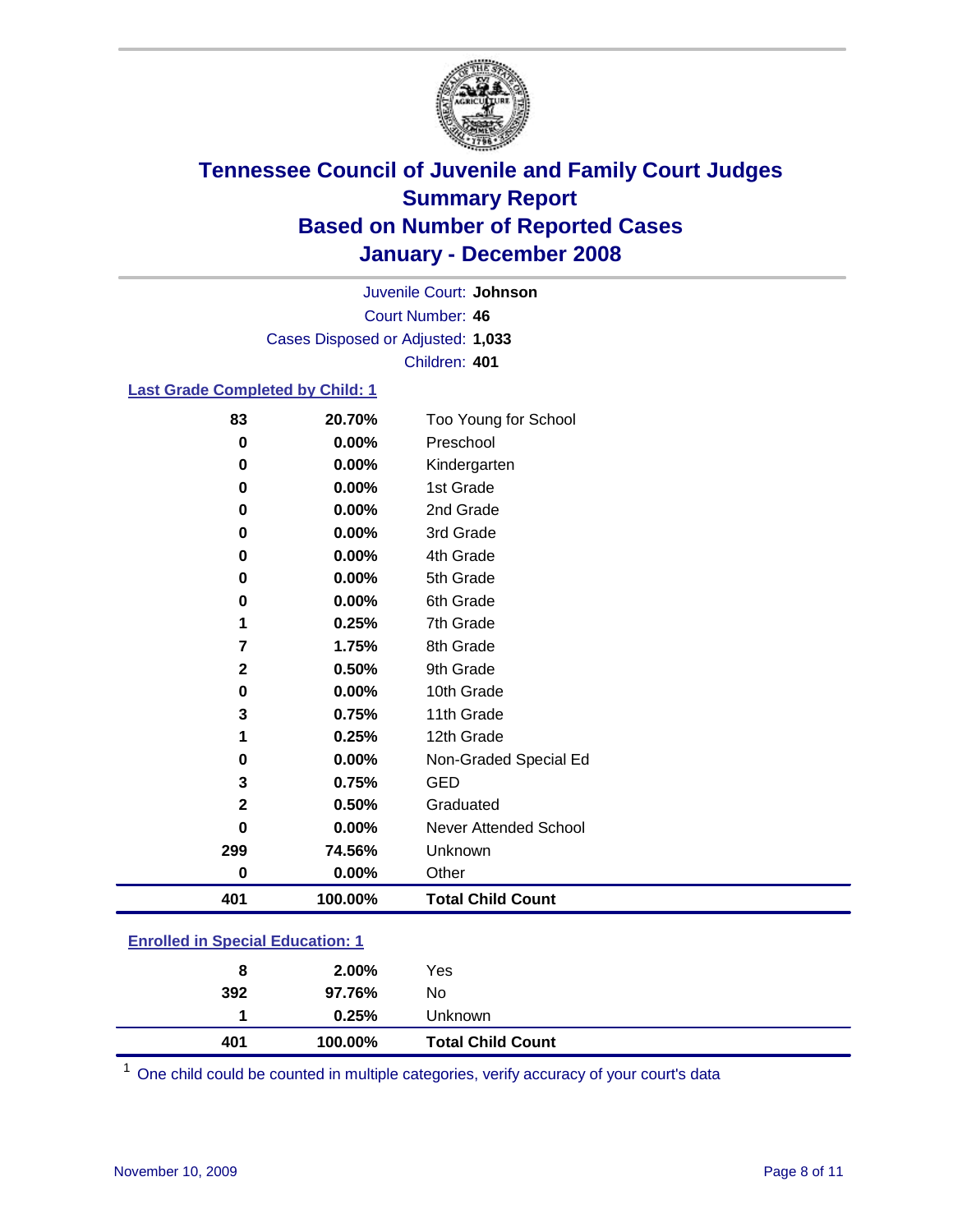# Tennessee Council of Juvenile and Family Court Judges
## Summary Report
## Based on Number of Reported Cases
## January - December 2008

Juvenile Court: **Johnson**
Court Number: **46**
Cases Disposed or Adjusted: **1,033**
Children: **401**

### Last Grade Completed by Child: 1

| Count | Percent | Category |
|---|---|---|
| 83 | 20.70% | Too Young for School |
| 0 | 0.00% | Preschool |
| 0 | 0.00% | Kindergarten |
| 0 | 0.00% | 1st Grade |
| 0 | 0.00% | 2nd Grade |
| 0 | 0.00% | 3rd Grade |
| 0 | 0.00% | 4th Grade |
| 0 | 0.00% | 5th Grade |
| 0 | 0.00% | 6th Grade |
| 1 | 0.25% | 7th Grade |
| 7 | 1.75% | 8th Grade |
| 2 | 0.50% | 9th Grade |
| 0 | 0.00% | 10th Grade |
| 3 | 0.75% | 11th Grade |
| 1 | 0.25% | 12th Grade |
| 0 | 0.00% | Non-Graded Special Ed |
| 3 | 0.75% | GED |
| 2 | 0.50% | Graduated |
| 0 | 0.00% | Never Attended School |
| 299 | 74.56% | Unknown |
| 0 | 0.00% | Other |
| **401** | **100.00%** | **Total Child Count** |

### Enrolled in Special Education: 1

| Count | Percent | Category |
|---|---|---|
| 8 | 2.00% | Yes |
| 392 | 97.76% | No |
| 1 | 0.25% | Unknown |
| **401** | **100.00%** | **Total Child Count** |

[1] One child could be counted in multiple categories, verify accuracy of your court's data

November 10, 2009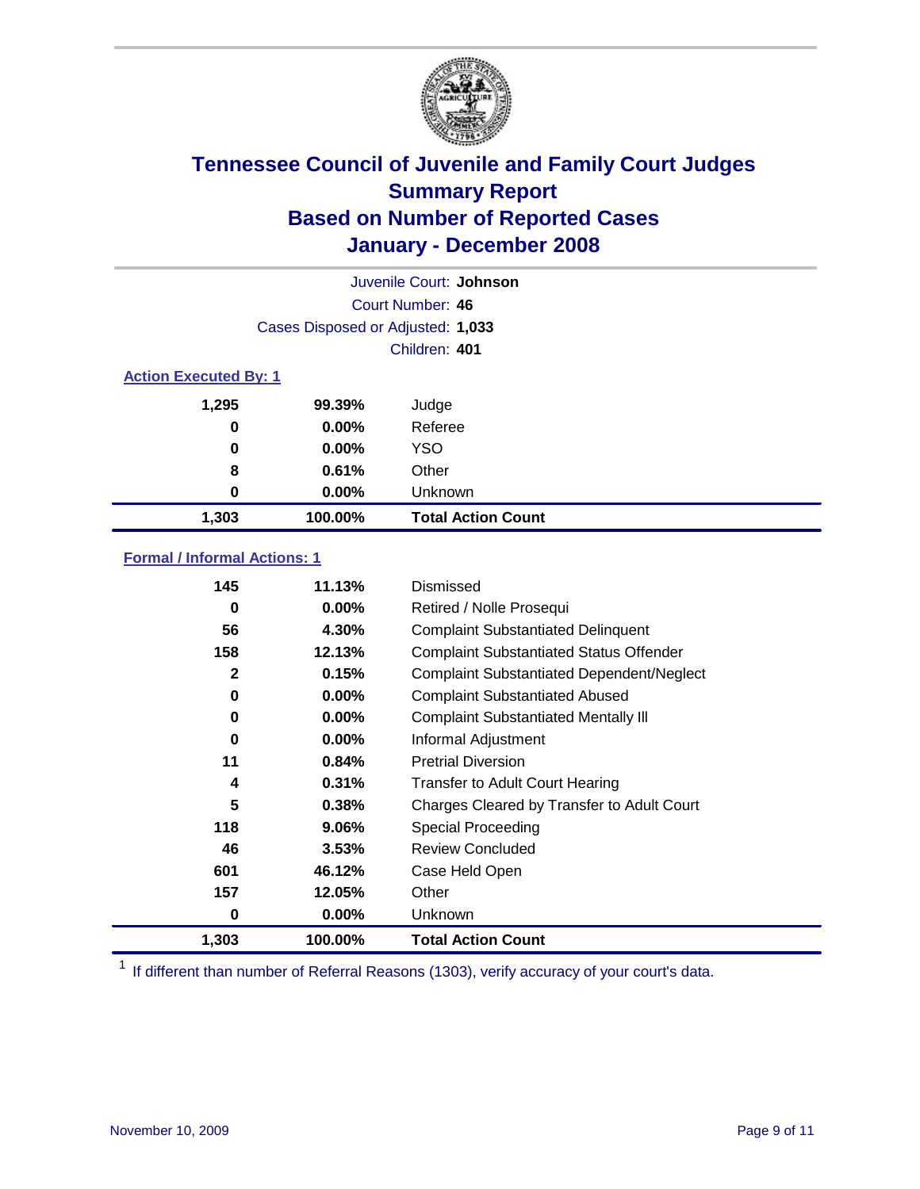# Tennessee Council of Juvenile and Family Court Judges
# Summary Report
# Based on Number of Reported Cases
# January - December 2008

Juvenile Court: **Johnson**

Court Number: **46**

Cases Disposed or Adjusted: **1,033**

Children: **401**

### Action Executed By: 1

| | | |
|---|---|---|
| 1,295 | 99.39% | Judge |
| 0 | 0.00% | Referee |
| 0 | 0.00% | YSO |
| 8 | 0.61% | Other |
| 0 | 0.00% | Unknown |
| **1,303** | **100.00%** | **Total Action Count** |

### Formal / Informal Actions: 1

| | | |
|---|---|---|
| 145 | 11.13% | Dismissed |
| 0 | 0.00% | Retired / Nolle Prosequi |
| 56 | 4.30% | Complaint Substantiated Delinquent |
| 158 | 12.13% | Complaint Substantiated Status Offender |
| 2 | 0.15% | Complaint Substantiated Dependent/Neglect |
| 0 | 0.00% | Complaint Substantiated Abused |
| 0 | 0.00% | Complaint Substantiated Mentally Ill |
| 0 | 0.00% | Informal Adjustment |
| 11 | 0.84% | Pretrial Diversion |
| 4 | 0.31% | Transfer to Adult Court Hearing |
| 5 | 0.38% | Charges Cleared by Transfer to Adult Court |
| 118 | 9.06% | Special Proceeding |
| 46 | 3.53% | Review Concluded |
| 601 | 46.12% | Case Held Open |
| 157 | 12.05% | Other |
| 0 | 0.00% | Unknown |
| **1,303** | **100.00%** | **Total Action Count** |

[1] If different than number of Referral Reasons (1303), verify accuracy of your court's data.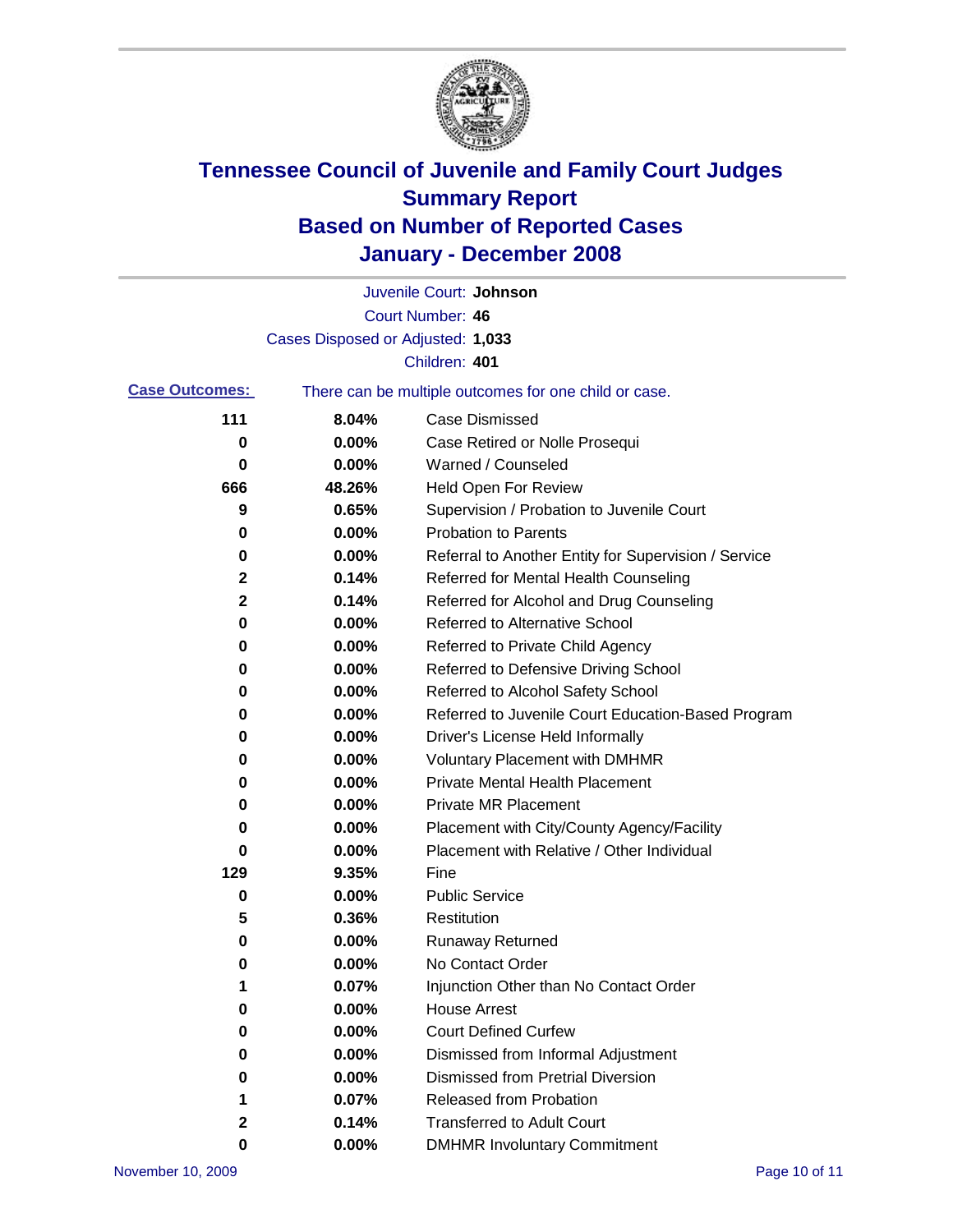# Tennessee Council of Juvenile and Family Court Judges
## Summary Report
## Based on Number of Reported Cases
## January - December 2008

Juvenile Court: **Johnson**

Court Number: **46**

Cases Disposed or Adjusted: **1,033**

Children: **401**

**Case Outcomes:** There can be multiple outcomes for one child or case.

| Count | Percent | Outcome |
|---|---|---|
| 111 | 8.04% | Case Dismissed |
| 0 | 0.00% | Case Retired or Nolle Prosequi |
| 0 | 0.00% | Warned / Counseled |
| 666 | 48.26% | Held Open For Review |
| 9 | 0.65% | Supervision / Probation to Juvenile Court |
| 0 | 0.00% | Probation to Parents |
| 0 | 0.00% | Referral to Another Entity for Supervision / Service |
| 2 | 0.14% | Referred for Mental Health Counseling |
| 2 | 0.14% | Referred for Alcohol and Drug Counseling |
| 0 | 0.00% | Referred to Alternative School |
| 0 | 0.00% | Referred to Private Child Agency |
| 0 | 0.00% | Referred to Defensive Driving School |
| 0 | 0.00% | Referred to Alcohol Safety School |
| 0 | 0.00% | Referred to Juvenile Court Education-Based Program |
| 0 | 0.00% | Driver's License Held Informally |
| 0 | 0.00% | Voluntary Placement with DMHMR |
| 0 | 0.00% | Private Mental Health Placement |
| 0 | 0.00% | Private MR Placement |
| 0 | 0.00% | Placement with City/County Agency/Facility |
| 0 | 0.00% | Placement with Relative / Other Individual |
| 129 | 9.35% | Fine |
| 0 | 0.00% | Public Service |
| 5 | 0.36% | Restitution |
| 0 | 0.00% | Runaway Returned |
| 0 | 0.00% | No Contact Order |
| 1 | 0.07% | Injunction Other than No Contact Order |
| 0 | 0.00% | House Arrest |
| 0 | 0.00% | Court Defined Curfew |
| 0 | 0.00% | Dismissed from Informal Adjustment |
| 0 | 0.00% | Dismissed from Pretrial Diversion |
| 1 | 0.07% | Released from Probation |
| 2 | 0.14% | Transferred to Adult Court |
| 0 | 0.00% | DMHMR Involuntary Commitment |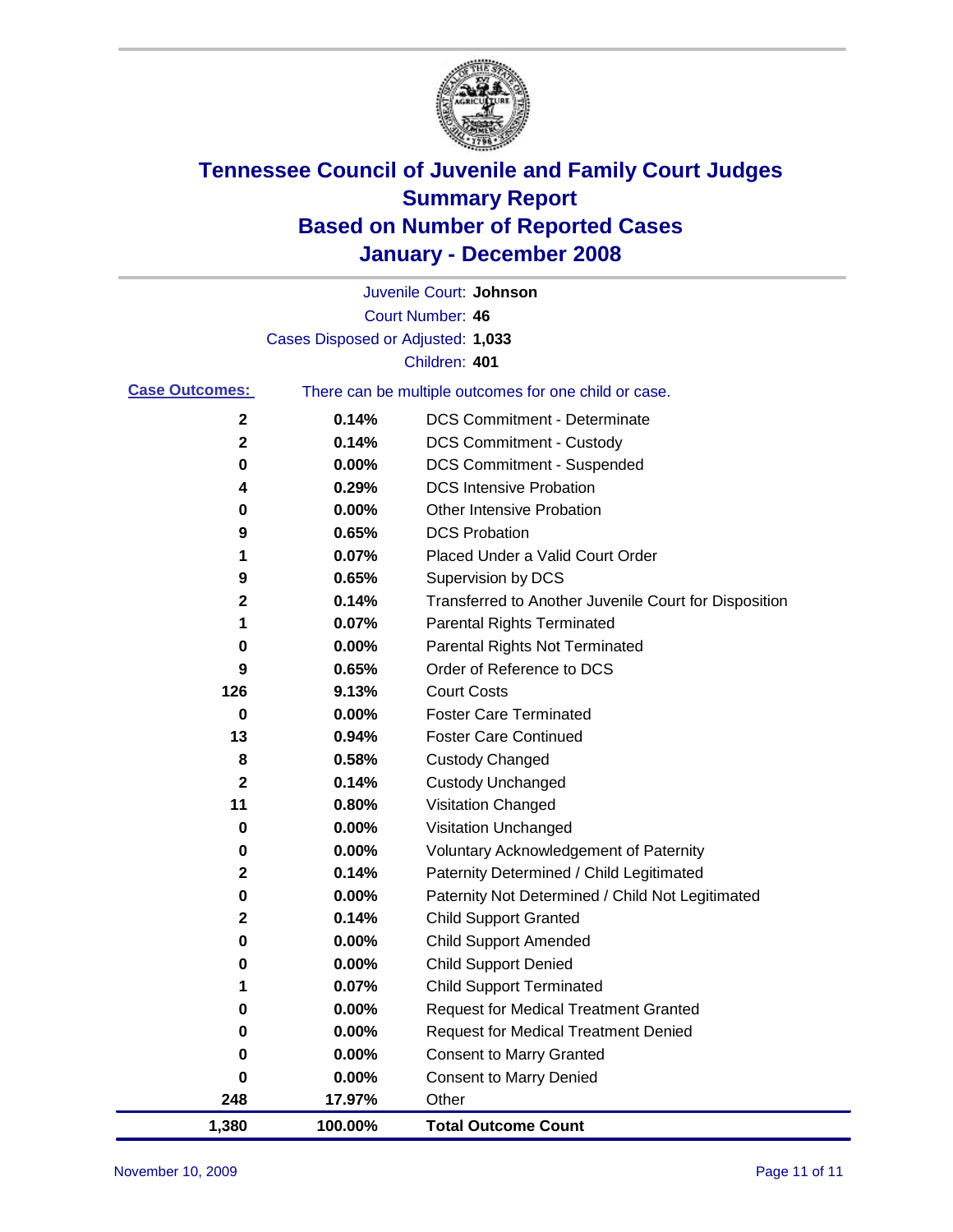# Tennessee Council of Juvenile and Family Court Judges
## Summary Report
## Based on Number of Reported Cases
## January - December 2008

Juvenile Court: **Johnson**

Court Number: **46**

Cases Disposed or Adjusted: **1,033**

Children: **401**

**Case Outcomes:** There can be multiple outcomes for one child or case.

| | | |
|---|---|---|
| 2 | 0.14% | DCS Commitment - Determinate |
| 2 | 0.14% | DCS Commitment - Custody |
| 0 | 0.00% | DCS Commitment - Suspended |
| 4 | 0.29% | DCS Intensive Probation |
| 0 | 0.00% | Other Intensive Probation |
| 9 | 0.65% | DCS Probation |
| 1 | 0.07% | Placed Under a Valid Court Order |
| 9 | 0.65% | Supervision by DCS |
| 2 | 0.14% | Transferred to Another Juvenile Court for Disposition |
| 1 | 0.07% | Parental Rights Terminated |
| 0 | 0.00% | Parental Rights Not Terminated |
| 9 | 0.65% | Order of Reference to DCS |
| 126 | 9.13% | Court Costs |
| 0 | 0.00% | Foster Care Terminated |
| 13 | 0.94% | Foster Care Continued |
| 8 | 0.58% | Custody Changed |
| 2 | 0.14% | Custody Unchanged |
| 11 | 0.80% | Visitation Changed |
| 0 | 0.00% | Visitation Unchanged |
| 0 | 0.00% | Voluntary Acknowledgement of Paternity |
| 2 | 0.14% | Paternity Determined / Child Legitimated |
| 0 | 0.00% | Paternity Not Determined / Child Not Legitimated |
| 2 | 0.14% | Child Support Granted |
| 0 | 0.00% | Child Support Amended |
| 0 | 0.00% | Child Support Denied |
| 1 | 0.07% | Child Support Terminated |
| 0 | 0.00% | Request for Medical Treatment Granted |
| 0 | 0.00% | Request for Medical Treatment Denied |
| 0 | 0.00% | Consent to Marry Granted |
| 0 | 0.00% | Consent to Marry Denied |
| 248 | 17.97% | Other |
| **1,380** | **100.00%** | **Total Outcome Count** |

November 10, 2009